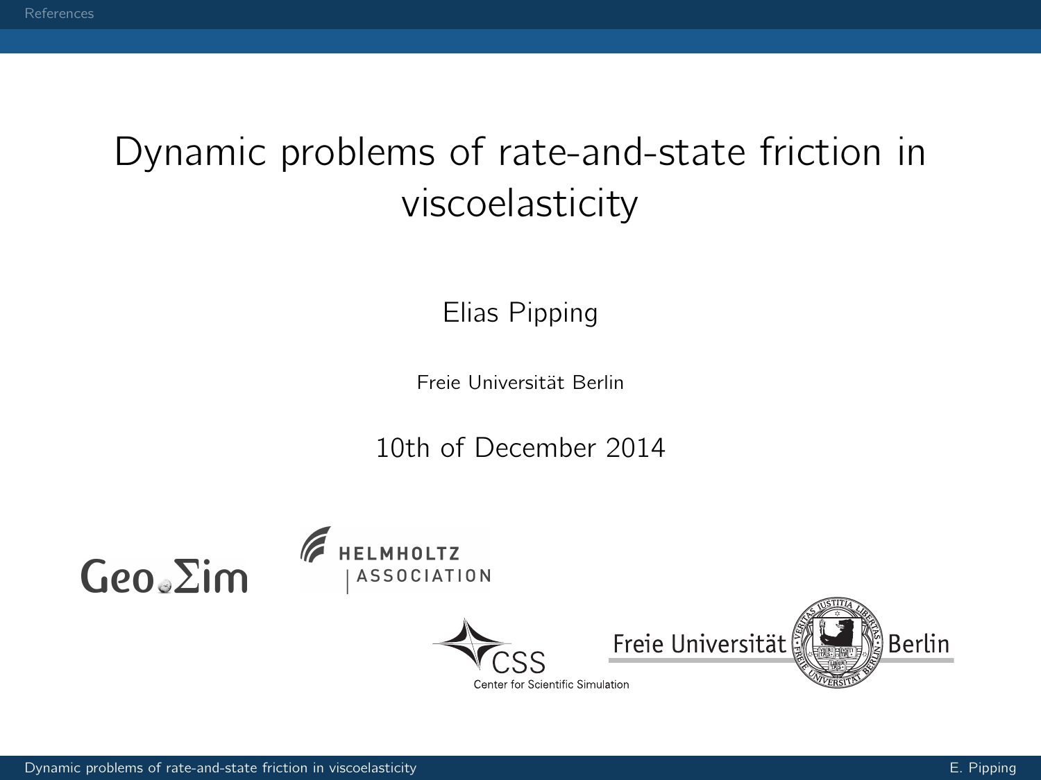# Dynamic problems of rate-and-state friction in viscoelasticity

Elias Pipping

Freie Universität Berlin

10th of December 2014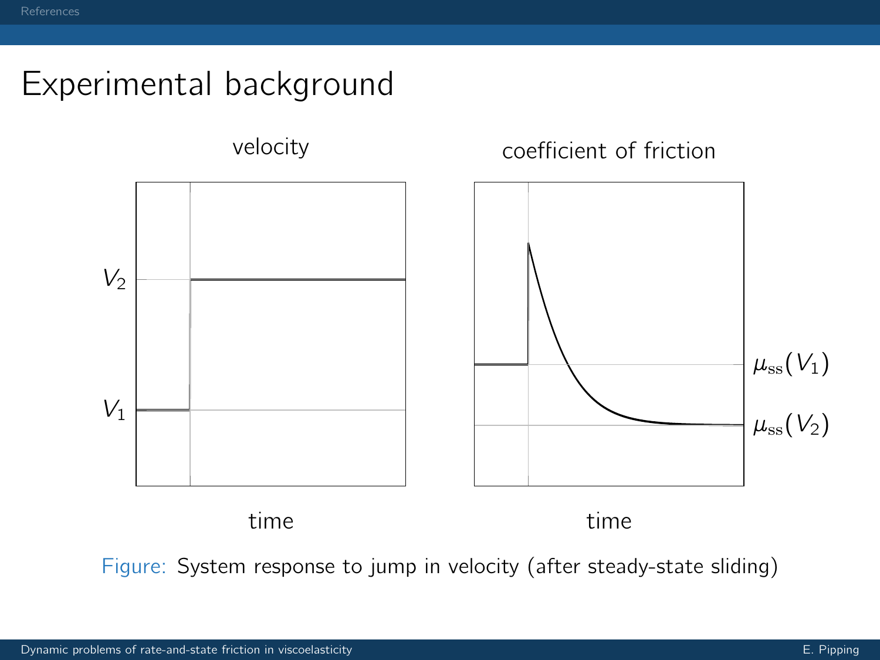# Experimental background

velocity

coefficient of friction

$V_2$

$V_1$

$\mu_{\mathrm{ss}}(V_1)$

$\mu_{\mathrm{ss}}(V_2)$

time

time

Figure: System response to jump in velocity (after steady-state sliding)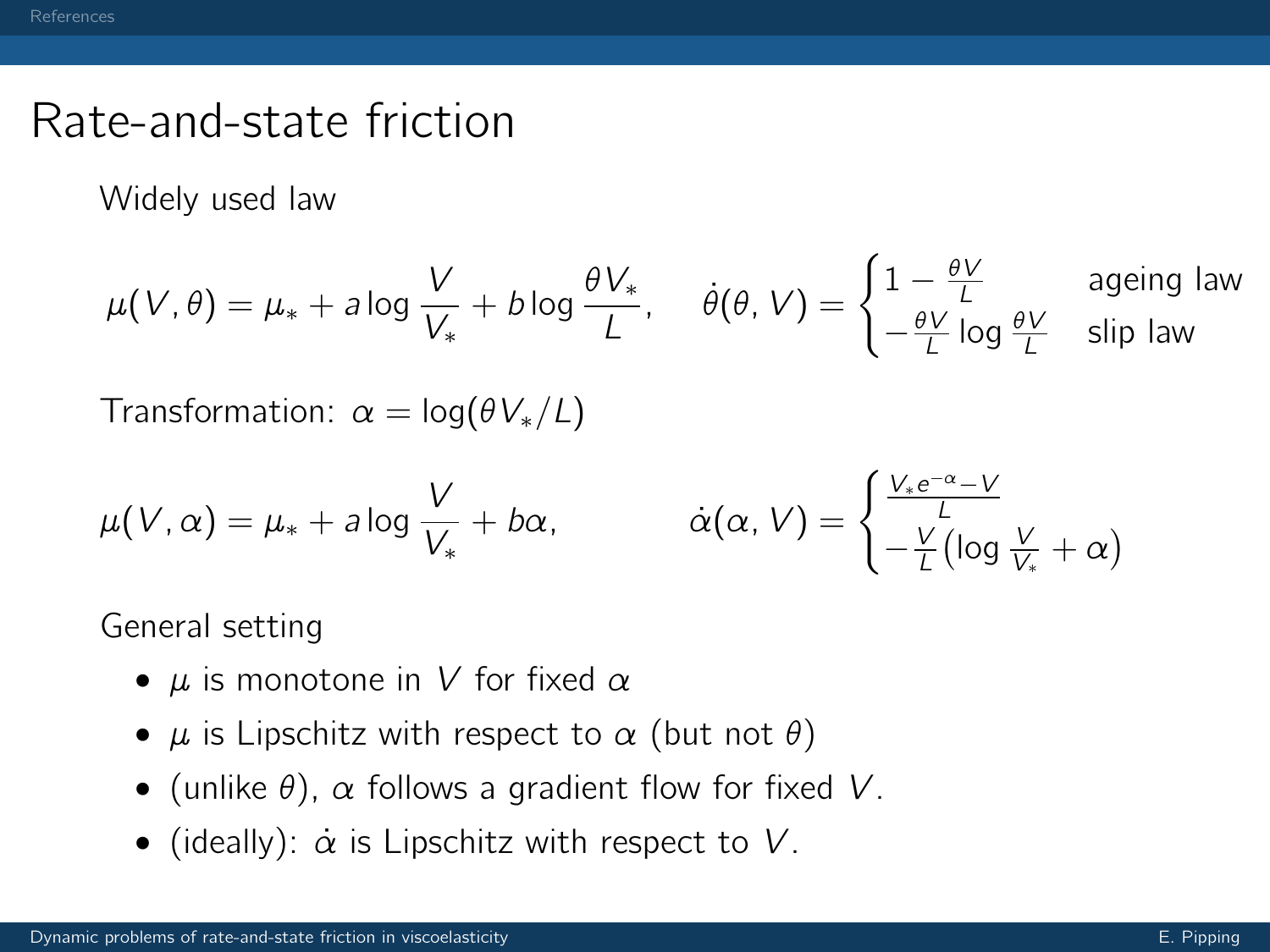# Rate-and-state friction

Widely used law

$$\mu(V,\theta) = \mu_* + a \log \frac{V}{V_*} + b \log \frac{\theta V_*}{L}, \qquad \dot\theta(\theta, V) = \begin{cases} 1 - \frac{\theta V}{L} & \text{ageing law} \\ -\frac{\theta V}{L} \log \frac{\theta V}{L} & \text{slip law} \end{cases}$$

Transformation: $\alpha = \log(\theta V_*/L)$

$$\mu(V,\alpha) = \mu_* + a \log \frac{V}{V_*} + b\alpha, \qquad \dot\alpha(\alpha, V) = \begin{cases} \frac{V_* e^{-\alpha} - V}{L} \\ -\frac{V}{L}\left(\log \frac{V}{V_*} + \alpha\right) \end{cases}$$

General setting

- $\mu$ is monotone in $V$ for fixed $\alpha$
- $\mu$ is Lipschitz with respect to $\alpha$ (but not $\theta$)
- (unlike $\theta$), $\alpha$ follows a gradient flow for fixed $V$.
- (ideally): $\dot\alpha$ is Lipschitz with respect to $V$.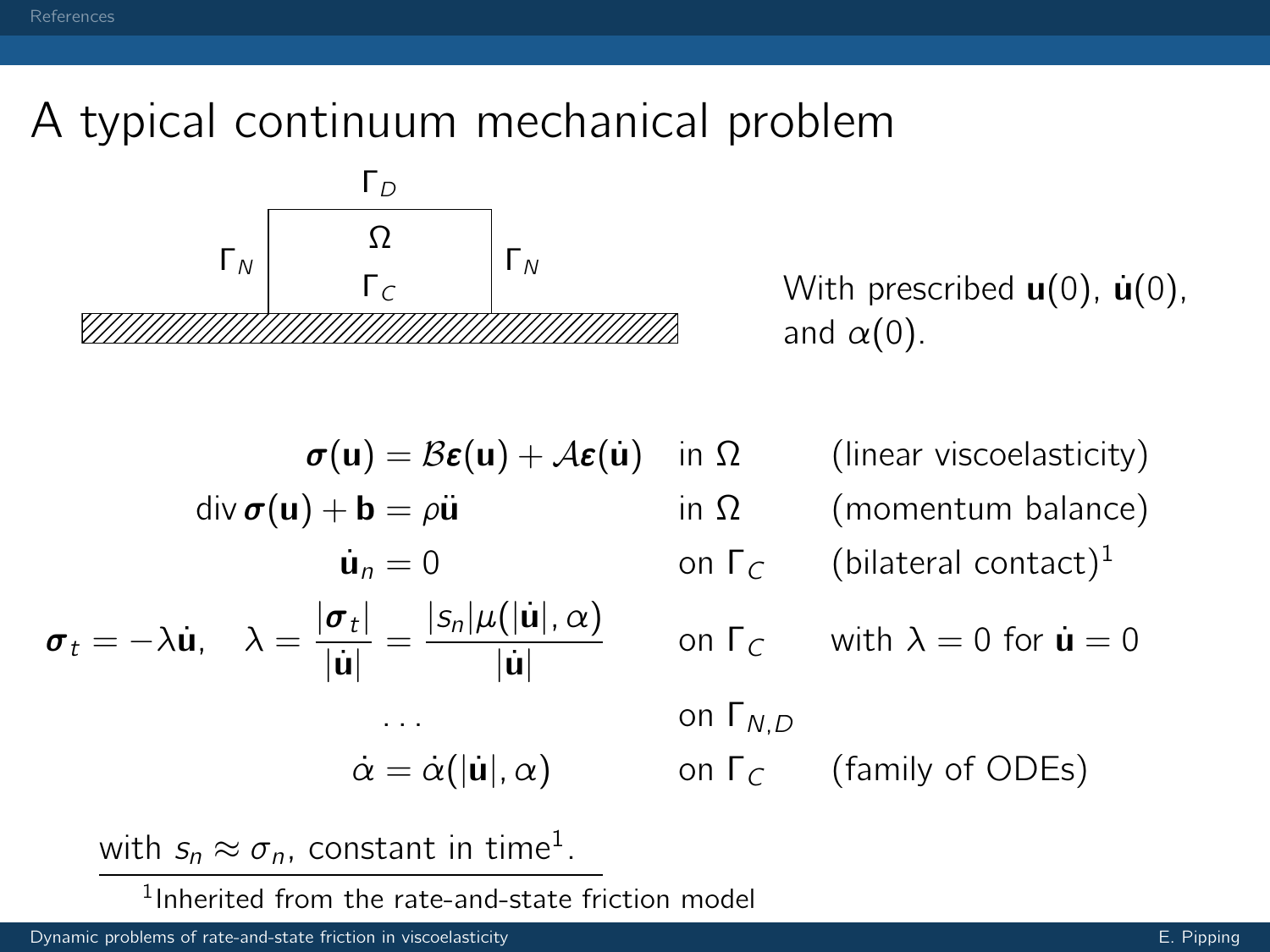# A typical continuum mechanical problem

$\Gamma_D$

$\Gamma_N$ $\Omega$ $\Gamma_N$

$\Gamma_C$

With prescribed $\mathbf{u}(0)$, $\dot{\mathbf{u}}(0)$, and $\alpha(0)$.

$$\boldsymbol{\sigma}(\mathbf{u}) = \mathcal{B}\boldsymbol{\varepsilon}(\mathbf{u}) + \mathcal{A}\boldsymbol{\varepsilon}(\dot{\mathbf{u}}) \quad \text{in } \Omega \qquad \text{(linear viscoelasticity)}$$

$$\operatorname{div} \boldsymbol{\sigma}(\mathbf{u}) + \mathbf{b} = \rho \ddot{\mathbf{u}} \quad \text{in } \Omega \qquad \text{(momentum balance)}$$

$$\dot{\mathbf{u}}_n = 0 \quad \text{on } \Gamma_C \qquad \text{(bilateral contact)}^1$$

$$\boldsymbol{\sigma}_t = -\lambda \dot{\mathbf{u}}, \quad \lambda = \frac{|\boldsymbol{\sigma}_t|}{|\dot{\mathbf{u}}|} = \frac{|s_n| \mu(|\dot{\mathbf{u}}|, \alpha)}{|\dot{\mathbf{u}}|} \quad \text{on } \Gamma_C \qquad \text{with } \lambda = 0 \text{ for } \dot{\mathbf{u}} = 0$$

$$\ldots \quad \text{on } \Gamma_{N,D}$$

$$\dot{\alpha} = \dot{\alpha}(|\dot{\mathbf{u}}|, \alpha) \quad \text{on } \Gamma_C \qquad \text{(family of ODEs)}$$

with $s_n \approx \sigma_n$, constant in time[1].

[1] Inherited from the rate-and-state friction model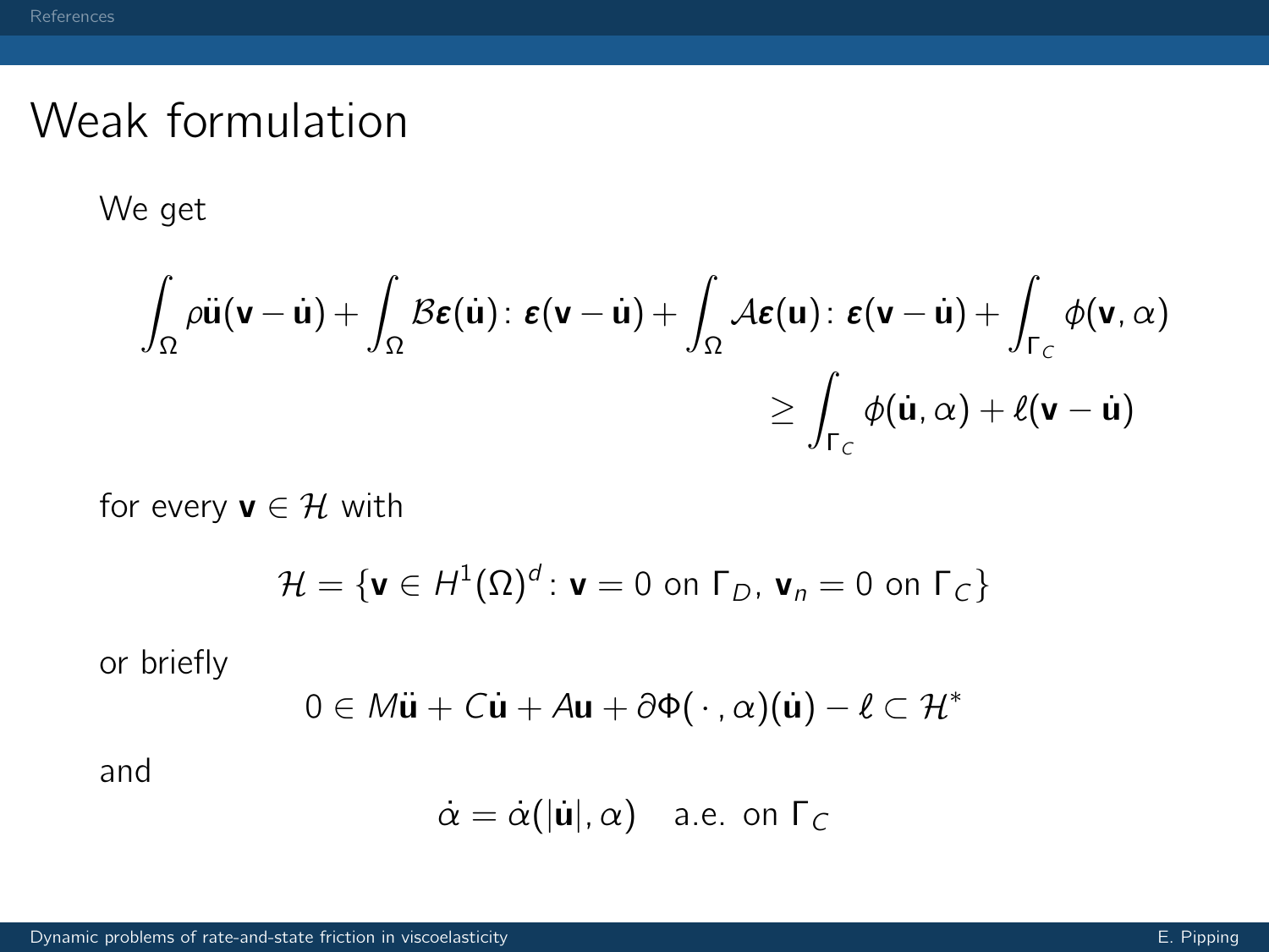# Weak formulation

We get

$$\int_\Omega \rho \ddot{\mathbf{u}}(\mathbf{v} - \dot{\mathbf{u}}) + \int_\Omega \mathcal{B}\boldsymbol{\varepsilon}(\dot{\mathbf{u}}) \colon \boldsymbol{\varepsilon}(\mathbf{v} - \dot{\mathbf{u}}) + \int_\Omega \mathcal{A}\boldsymbol{\varepsilon}(\mathbf{u}) \colon \boldsymbol{\varepsilon}(\mathbf{v} - \dot{\mathbf{u}}) + \int_{\Gamma_C} \phi(\mathbf{v}, \alpha) \geq \int_{\Gamma_C} \phi(\dot{\mathbf{u}}, \alpha) + \ell(\mathbf{v} - \dot{\mathbf{u}})$$

for every $\mathbf{v} \in \mathcal{H}$ with

$$\mathcal{H} = \{\mathbf{v} \in H^1(\Omega)^d \colon \mathbf{v} = 0 \text{ on } \Gamma_D,\ \mathbf{v}_n = 0 \text{ on } \Gamma_C\}$$

or briefly

$$0 \in M\ddot{\mathbf{u}} + C\dot{\mathbf{u}} + A\mathbf{u} + \partial\Phi(\,\cdot\,, \alpha)(\dot{\mathbf{u}}) - \ell \subset \mathcal{H}^*$$

and

$$\dot{\alpha} = \dot{\alpha}(|\dot{\mathbf{u}}|, \alpha) \quad \text{a.e. on } \Gamma_C$$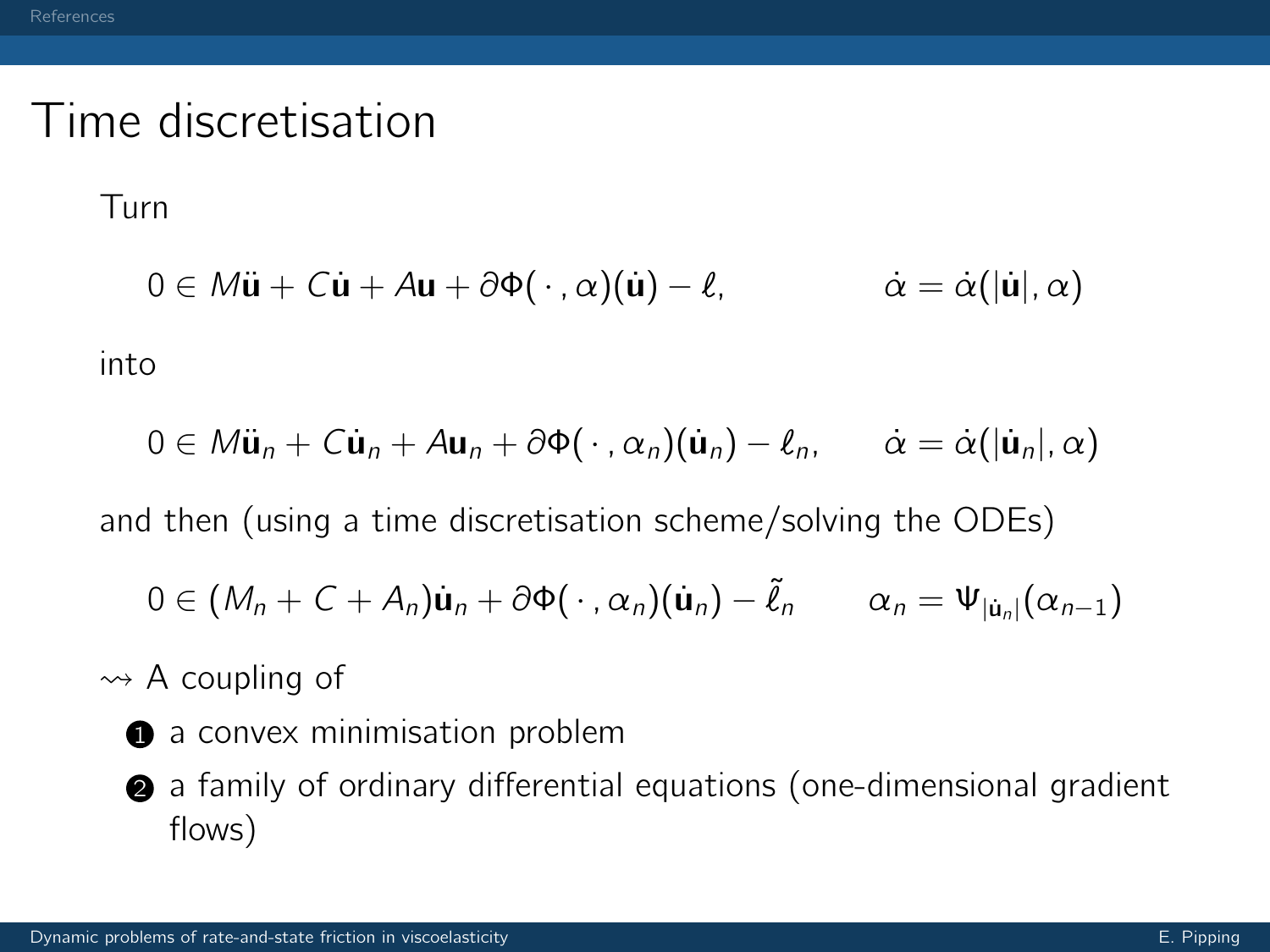# Time discretisation

Turn

$$0 \in M\ddot{\mathbf{u}} + C\dot{\mathbf{u}} + A\mathbf{u} + \partial\Phi(\,\cdot\,, \alpha)(\dot{\mathbf{u}}) - \ell, \qquad \dot{\alpha} = \dot{\alpha}(|\dot{\mathbf{u}}|, \alpha)$$

into

$$0 \in M\ddot{\mathbf{u}}_n + C\dot{\mathbf{u}}_n + A\mathbf{u}_n + \partial\Phi(\,\cdot\,, \alpha_n)(\dot{\mathbf{u}}_n) - \ell_n, \qquad \dot{\alpha} = \dot{\alpha}(|\dot{\mathbf{u}}_n|, \alpha)$$

and then (using a time discretisation scheme/solving the ODEs)

$$0 \in (M_n + C + A_n)\dot{\mathbf{u}}_n + \partial\Phi(\,\cdot\,, \alpha_n)(\dot{\mathbf{u}}_n) - \tilde{\ell}_n \qquad \alpha_n = \Psi_{|\dot{\mathbf{u}}_n|}(\alpha_{n-1})$$

$\rightsquigarrow$ A coupling of

1. a convex minimisation problem
2. a family of ordinary differential equations (one-dimensional gradient flows)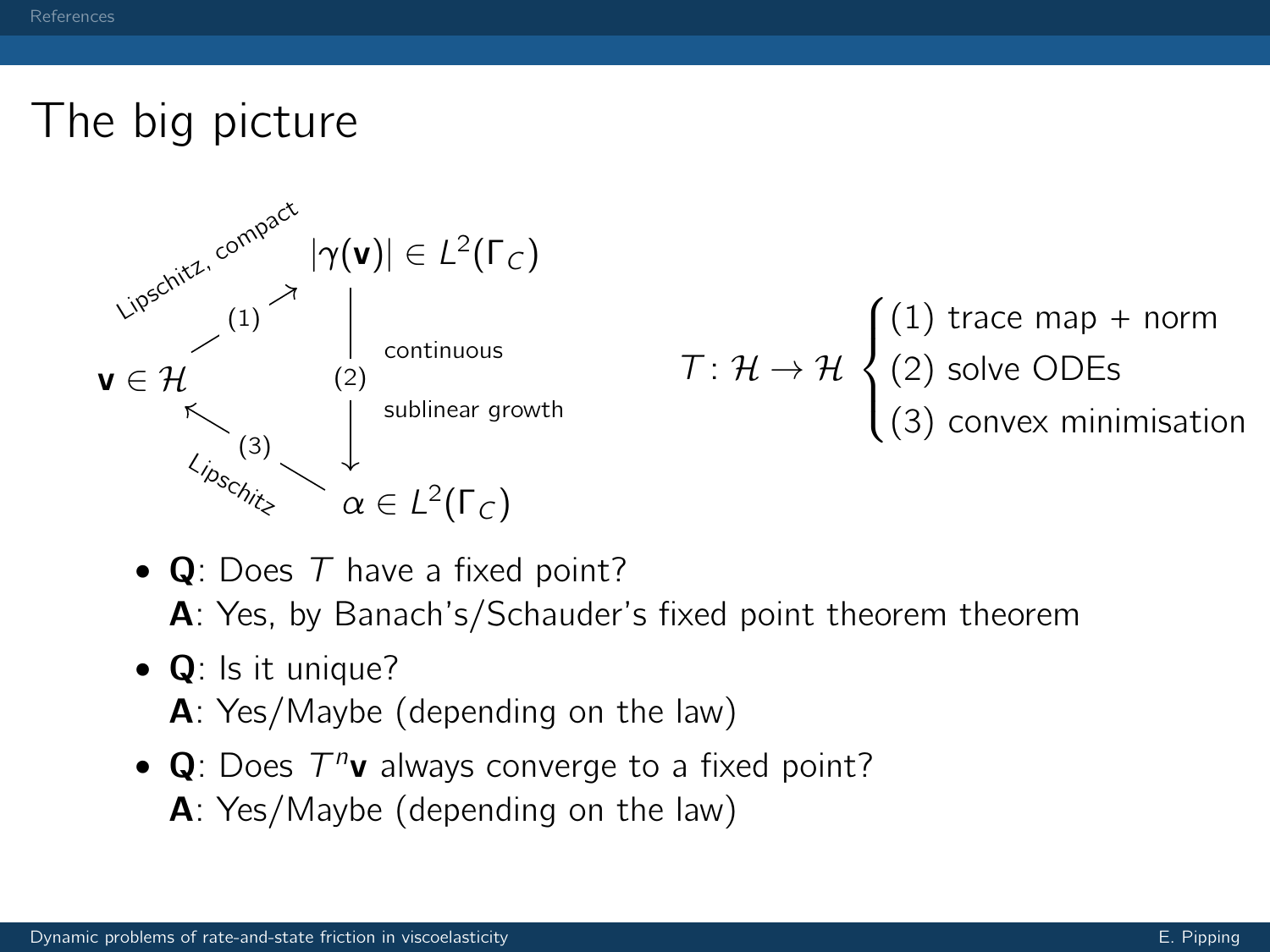# The big picture

$\mathbf{v} \in \mathcal{H}$ —(1) Lipschitz, compact→ $|\gamma(\mathbf{v})| \in L^2(\Gamma_C)$

$|\gamma(\mathbf{v})| \in L^2(\Gamma_C)$ —(2) continuous, sublinear growth→ $\alpha \in L^2(\Gamma_C)$

$\alpha \in L^2(\Gamma_C)$ —(3) Lipschitz→ $\mathbf{v} \in \mathcal{H}$

$$T \colon \mathcal{H} \to \mathcal{H} \begin{cases} \text{(1) trace map + norm} \\ \text{(2) solve ODEs} \\ \text{(3) convex minimisation} \end{cases}$$

- **Q**: Does $T$ have a fixed point?
  **A**: Yes, by Banach's/Schauder's fixed point theorem theorem
- **Q**: Is it unique?
  **A**: Yes/Maybe (depending on the law)
- **Q**: Does $T^n\mathbf{v}$ always converge to a fixed point?
  **A**: Yes/Maybe (depending on the law)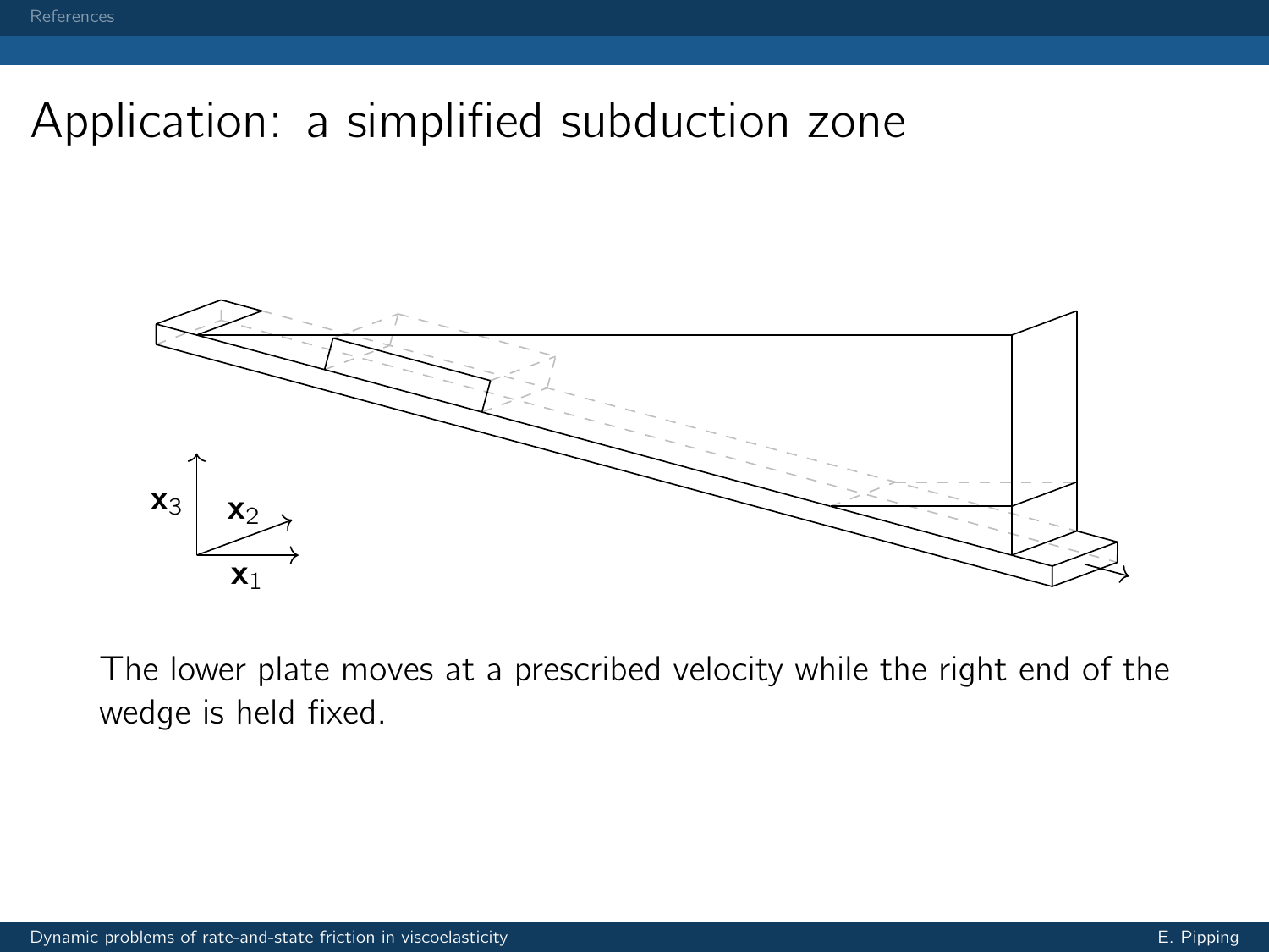# Application: a simplified subduction zone

The lower plate moves at a prescribed velocity while the right end of the wedge is held fixed.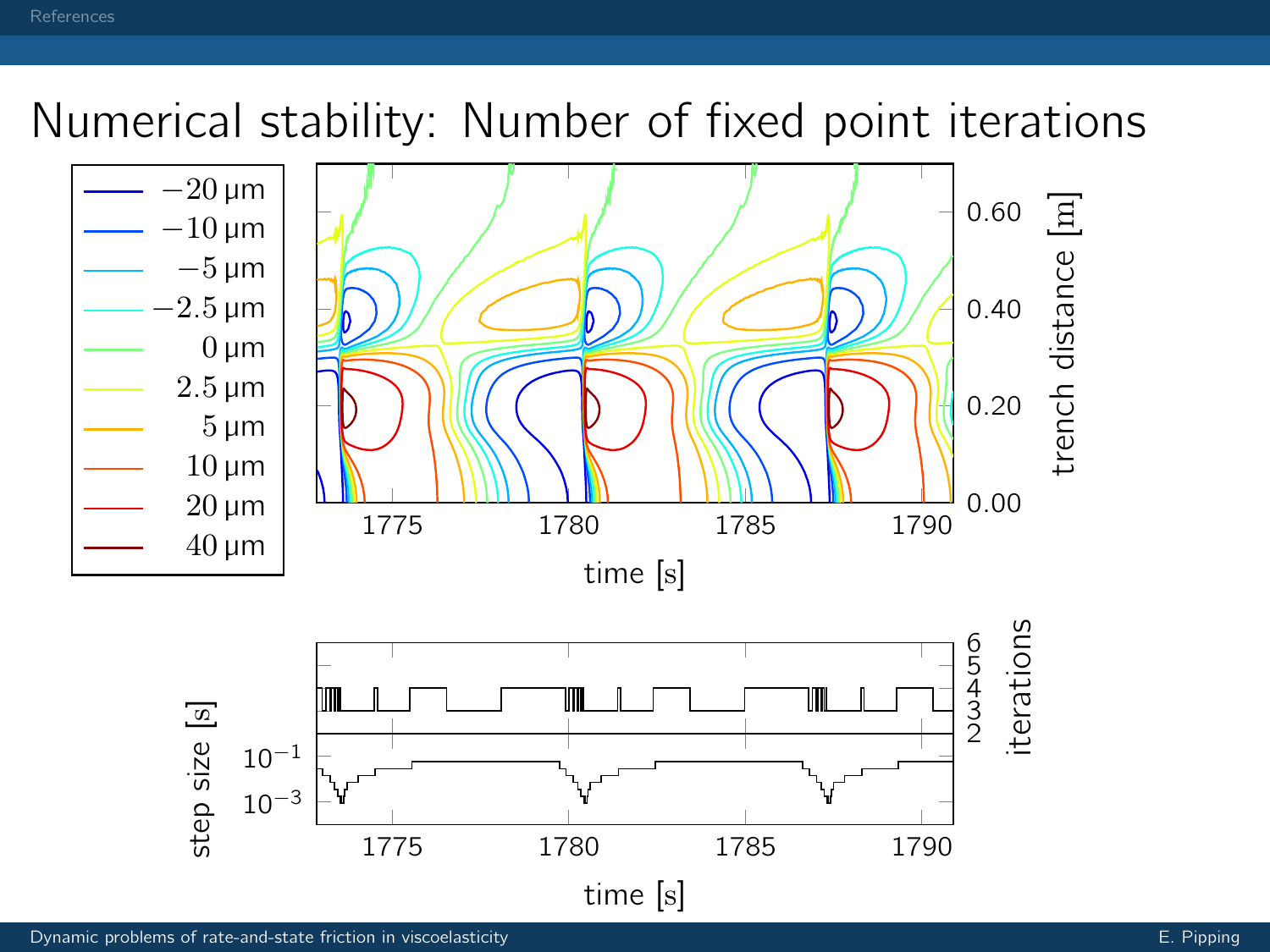# Numerical stability: Number of fixed point iterations

| Legend |
|---|
| $-20\,\mu m$ |
| $-10\,\mu m$ |
| $-5\,\mu m$ |
| $-2.5\,\mu m$ |
| $0\,\mu m$ |
| $2.5\,\mu m$ |
| $5\,\mu m$ |
| $10\,\mu m$ |
| $20\,\mu m$ |
| $40\,\mu m$ |

trench distance [m]: 0.00, 0.20, 0.40, 0.60

time [s]: 1775, 1780, 1785, 1790

iterations: 2, 3, 4, 5, 6

step size [s]: $10^{-3}$, $10^{-1}$

time [s]: 1775, 1780, 1785, 1790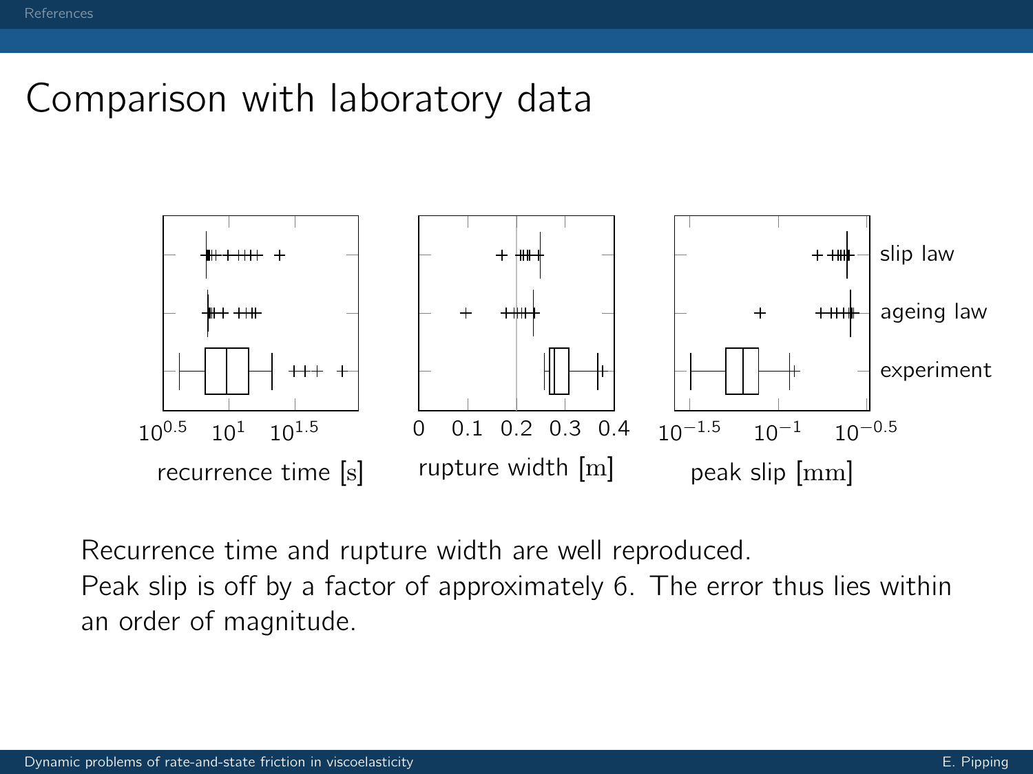# Comparison with laboratory data

Recurrence time and rupture width are well reproduced.
Peak slip is off by a factor of approximately 6. The error thus lies within an order of magnitude.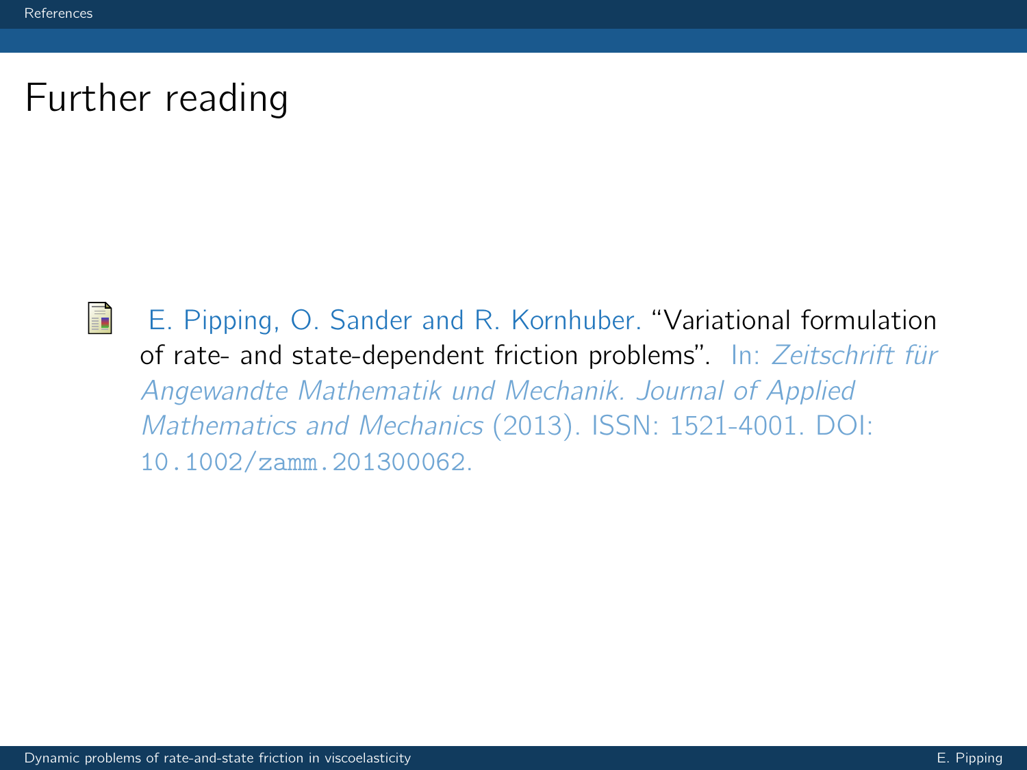# Further reading

E. Pipping, O. Sander and R. Kornhuber. "Variational formulation of rate- and state-dependent friction problems". In: *Zeitschrift für Angewandte Mathematik und Mechanik. Journal of Applied Mathematics and Mechanics* (2013). ISSN: 1521-4001. DOI: 10.1002/zamm.201300062.